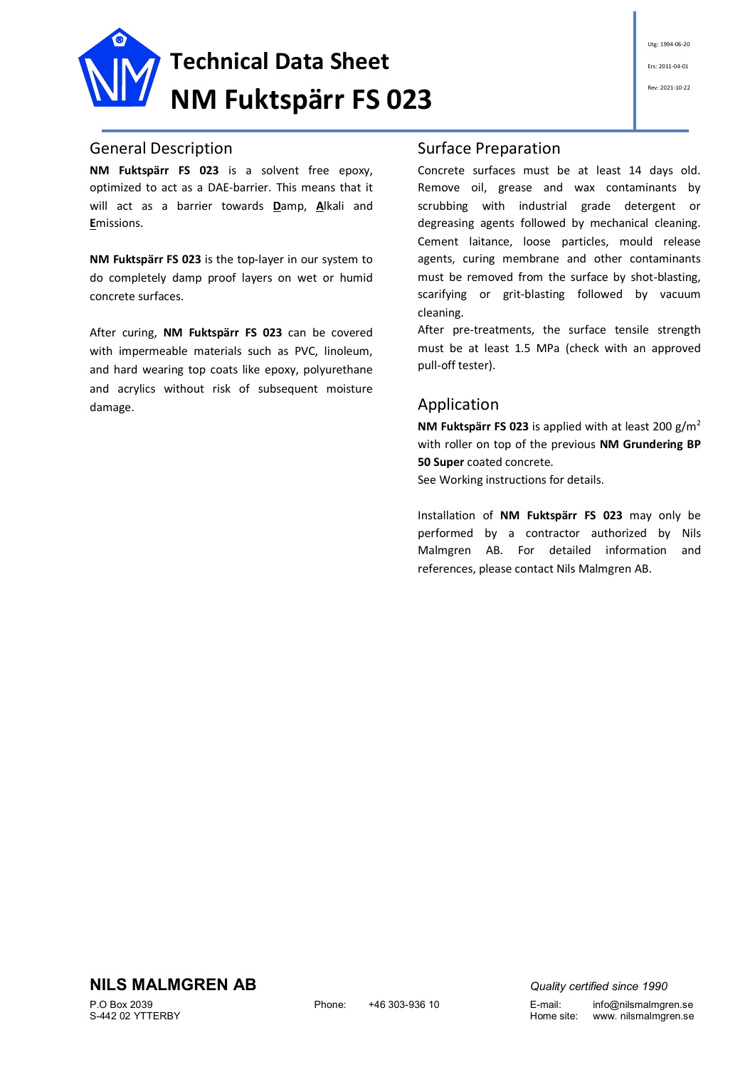# Technical Data Sheet
# NM Fuktspärr FS 023

Utg: 1994-06-20

Ers: 2011-04-01

Rev: 2021-10-22

## General Description

**NM Fuktspärr FS 023** is a solvent free epoxy, optimized to act as a DAE-barrier. This means that it will act as a barrier towards **D**amp, **A**lkali and **E**missions.

**NM Fuktspärr FS 023** is the top-layer in our system to do completely damp proof layers on wet or humid concrete surfaces.

After curing, **NM Fuktspärr FS 023** can be covered with impermeable materials such as PVC, linoleum, and hard wearing top coats like epoxy, polyurethane and acrylics without risk of subsequent moisture damage.

## Surface Preparation

Concrete surfaces must be at least 14 days old. Remove oil, grease and wax contaminants by scrubbing with industrial grade detergent or degreasing agents followed by mechanical cleaning. Cement laitance, loose particles, mould release agents, curing membrane and other contaminants must be removed from the surface by shot-blasting, scarifying or grit-blasting followed by vacuum cleaning.

After pre-treatments, the surface tensile strength must be at least 1.5 MPa (check with an approved pull-off tester).

## Application

**NM Fuktspärr FS 023** is applied with at least 200 g/m$^2$ with roller on top of the previous **NM Grundering BP 50 Super** coated concrete.

See Working instructions for details.

Installation of **NM Fuktspärr FS 023** may only be performed by a contractor authorized by Nils Malmgren AB. For detailed information and references, please contact Nils Malmgren AB.

**NILS MALMGREN AB**

P.O Box 2039
S-442 02 YTTERBY

Phone: +46 303-936 10

*Quality certified since 1990*

E-mail: info@nilsmalmgren.se
Home site: www. nilsmalmgren.se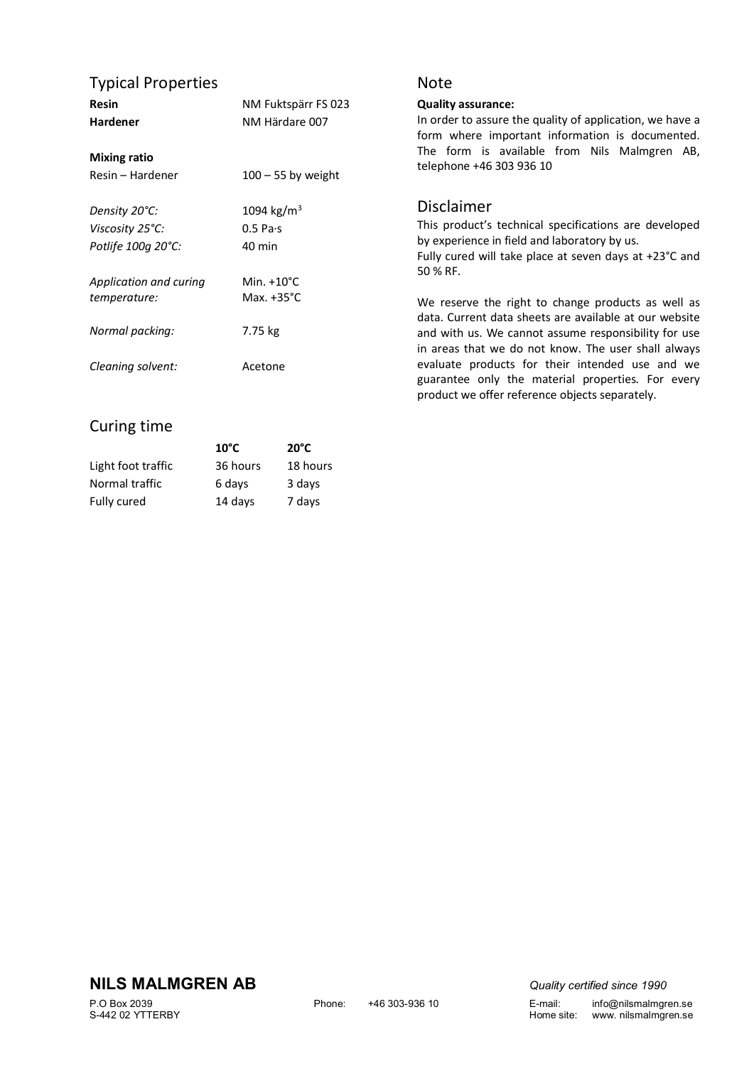## Typical Properties

| | |
|---|---|
| **Resin** | NM Fuktspärr FS 023 |
| **Hardener** | NM Härdare 007 |
| **Mixing ratio** | |
| Resin – Hardener | 100 – 55 by weight |
| *Density 20°C:* | 1094 kg/m$^3$ |
| *Viscosity 25°C:* | 0.5 Pa·s |
| *Potlife 100g 20°C:* | 40 min |
| *Application and curing temperature:* | Min. +10°C<br>Max. +35°C |
| *Normal packing:* | 7.75 kg |
| *Cleaning solvent:* | Acetone |

## Curing time

| | **10°C** | **20°C** |
|---|---|---|
| Light foot traffic | 36 hours | 18 hours |
| Normal traffic | 6 days | 3 days |
| Fully cured | 14 days | 7 days |

## Note

**Quality assurance:**
In order to assure the quality of application, we have a form where important information is documented. The form is available from Nils Malmgren AB, telephone +46 303 936 10

## Disclaimer

This product's technical specifications are developed by experience in field and laboratory by us.
Fully cured will take place at seven days at +23°C and 50 % RF.

We reserve the right to change products as well as data. Current data sheets are available at our website and with us. We cannot assume responsibility for use in areas that we do not know. The user shall always evaluate products for their intended use and we guarantee only the material properties. For every product we offer reference objects separately.

**NILS MALMGREN AB**

*Quality certified since 1990*

P.O Box 2039
S-442 02 YTTERBY

Phone: +46 303-936 10

E-mail: info@nilsmalmgren.se
Home site: www. nilsmalmgren.se